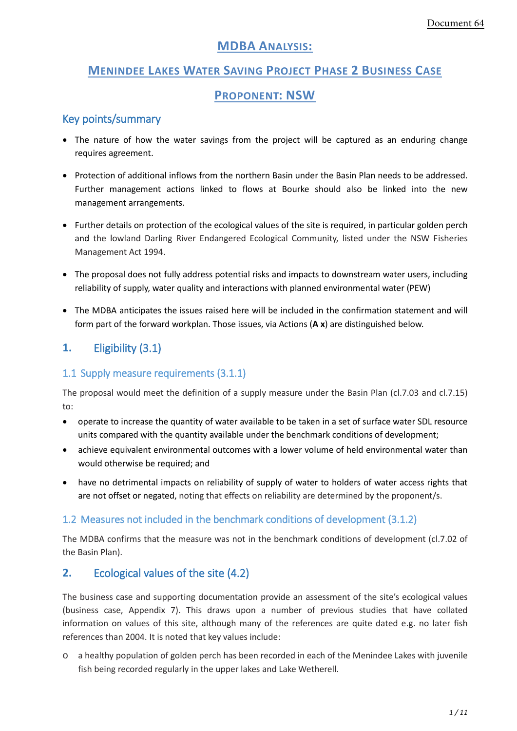Document 64

# MDBA Analysis:

# Menindee Lakes Water Saving Project Phase 2 Business Case

# Proponent: NSW

## Key points/summary

- The nature of how the water savings from the project will be captured as an enduring change requires agreement.
- Protection of additional inflows from the northern Basin under the Basin Plan needs to be addressed. Further management actions linked to flows at Bourke should also be linked into the new management arrangements.
- Further details on protection of the ecological values of the site is required, in particular golden perch and the lowland Darling River Endangered Ecological Community, listed under the NSW Fisheries Management Act 1994.
- The proposal does not fully address potential risks and impacts to downstream water users, including reliability of supply, water quality and interactions with planned environmental water (PEW)
- The MDBA anticipates the issues raised here will be included in the confirmation statement and will form part of the forward workplan. Those issues, via Actions (**A x**) are distinguished below.

## 1. Eligibility (3.1)

### 1.1 Supply measure requirements (3.1.1)

The proposal would meet the definition of a supply measure under the Basin Plan (cl.7.03 and cl.7.15) to:

- operate to increase the quantity of water available to be taken in a set of surface water SDL resource units compared with the quantity available under the benchmark conditions of development;
- achieve equivalent environmental outcomes with a lower volume of held environmental water than would otherwise be required; and
- have no detrimental impacts on reliability of supply of water to holders of water access rights that are not offset or negated, noting that effects on reliability are determined by the proponent/s.

### 1.2 Measures not included in the benchmark conditions of development (3.1.2)

The MDBA confirms that the measure was not in the benchmark conditions of development (cl.7.02 of the Basin Plan).

## 2. Ecological values of the site (4.2)

The business case and supporting documentation provide an assessment of the site's ecological values (business case, Appendix 7). This draws upon a number of previous studies that have collated information on values of this site, although many of the references are quite dated e.g. no later fish references than 2004. It is noted that key values include:

- a healthy population of golden perch has been recorded in each of the Menindee Lakes with juvenile fish being recorded regularly in the upper lakes and Lake Wetherell.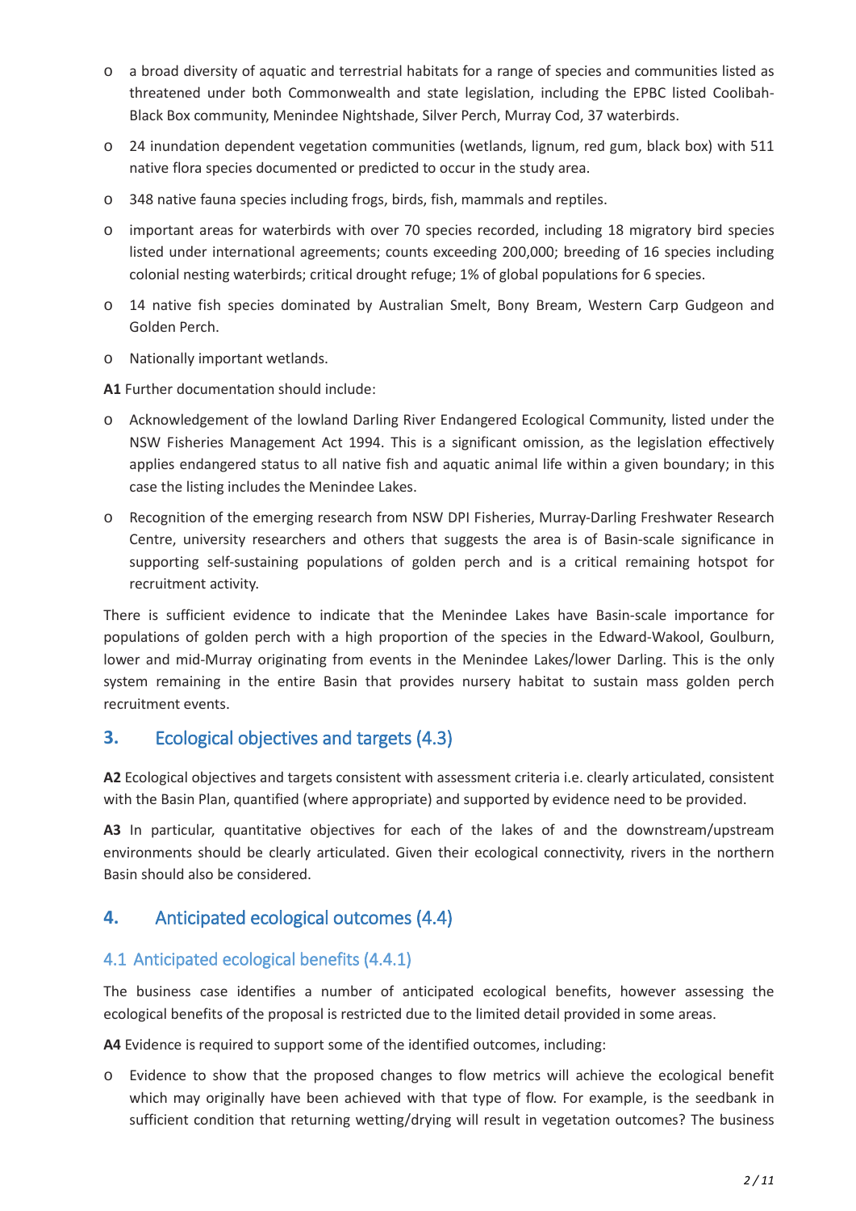- a broad diversity of aquatic and terrestrial habitats for a range of species and communities listed as threatened under both Commonwealth and state legislation, including the EPBC listed Coolibah-Black Box community, Menindee Nightshade, Silver Perch, Murray Cod, 37 waterbirds.
- 24 inundation dependent vegetation communities (wetlands, lignum, red gum, black box) with 511 native flora species documented or predicted to occur in the study area.
- 348 native fauna species including frogs, birds, fish, mammals and reptiles.
- important areas for waterbirds with over 70 species recorded, including 18 migratory bird species listed under international agreements; counts exceeding 200,000; breeding of 16 species including colonial nesting waterbirds; critical drought refuge; 1% of global populations for 6 species.
- 14 native fish species dominated by Australian Smelt, Bony Bream, Western Carp Gudgeon and Golden Perch.
- Nationally important wetlands.

**A1** Further documentation should include:

- Acknowledgement of the lowland Darling River Endangered Ecological Community, listed under the NSW Fisheries Management Act 1994. This is a significant omission, as the legislation effectively applies endangered status to all native fish and aquatic animal life within a given boundary; in this case the listing includes the Menindee Lakes.
- Recognition of the emerging research from NSW DPI Fisheries, Murray-Darling Freshwater Research Centre, university researchers and others that suggests the area is of Basin-scale significance in supporting self-sustaining populations of golden perch and is a critical remaining hotspot for recruitment activity.

There is sufficient evidence to indicate that the Menindee Lakes have Basin-scale importance for populations of golden perch with a high proportion of the species in the Edward-Wakool, Goulburn, lower and mid-Murray originating from events in the Menindee Lakes/lower Darling. This is the only system remaining in the entire Basin that provides nursery habitat to sustain mass golden perch recruitment events.

## 3. Ecological objectives and targets (4.3)

**A2** Ecological objectives and targets consistent with assessment criteria i.e. clearly articulated, consistent with the Basin Plan, quantified (where appropriate) and supported by evidence need to be provided.

**A3** In particular, quantitative objectives for each of the lakes of and the downstream/upstream environments should be clearly articulated. Given their ecological connectivity, rivers in the northern Basin should also be considered.

## 4. Anticipated ecological outcomes (4.4)

### 4.1 Anticipated ecological benefits (4.4.1)

The business case identifies a number of anticipated ecological benefits, however assessing the ecological benefits of the proposal is restricted due to the limited detail provided in some areas.

**A4** Evidence is required to support some of the identified outcomes, including:

- Evidence to show that the proposed changes to flow metrics will achieve the ecological benefit which may originally have been achieved with that type of flow. For example, is the seedbank in sufficient condition that returning wetting/drying will result in vegetation outcomes? The business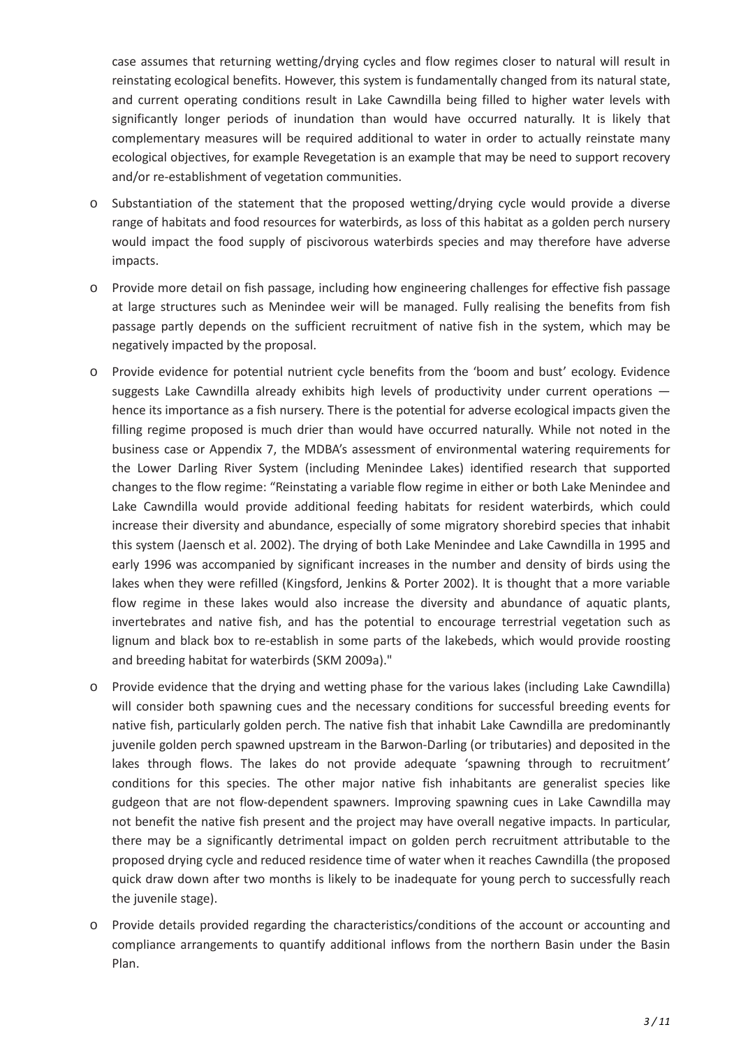case assumes that returning wetting/drying cycles and flow regimes closer to natural will result in reinstating ecological benefits. However, this system is fundamentally changed from its natural state, and current operating conditions result in Lake Cawndilla being filled to higher water levels with significantly longer periods of inundation than would have occurred naturally. It is likely that complementary measures will be required additional to water in order to actually reinstate many ecological objectives, for example Revegetation is an example that may be need to support recovery and/or re-establishment of vegetation communities.

- Substantiation of the statement that the proposed wetting/drying cycle would provide a diverse range of habitats and food resources for waterbirds, as loss of this habitat as a golden perch nursery would impact the food supply of piscivorous waterbirds species and may therefore have adverse impacts.
- Provide more detail on fish passage, including how engineering challenges for effective fish passage at large structures such as Menindee weir will be managed. Fully realising the benefits from fish passage partly depends on the sufficient recruitment of native fish in the system, which may be negatively impacted by the proposal.
- Provide evidence for potential nutrient cycle benefits from the 'boom and bust' ecology. Evidence suggests Lake Cawndilla already exhibits high levels of productivity under current operations — hence its importance as a fish nursery. There is the potential for adverse ecological impacts given the filling regime proposed is much drier than would have occurred naturally. While not noted in the business case or Appendix 7, the MDBA's assessment of environmental watering requirements for the Lower Darling River System (including Menindee Lakes) identified research that supported changes to the flow regime: "Reinstating a variable flow regime in either or both Lake Menindee and Lake Cawndilla would provide additional feeding habitats for resident waterbirds, which could increase their diversity and abundance, especially of some migratory shorebird species that inhabit this system (Jaensch et al. 2002). The drying of both Lake Menindee and Lake Cawndilla in 1995 and early 1996 was accompanied by significant increases in the number and density of birds using the lakes when they were refilled (Kingsford, Jenkins & Porter 2002). It is thought that a more variable flow regime in these lakes would also increase the diversity and abundance of aquatic plants, invertebrates and native fish, and has the potential to encourage terrestrial vegetation such as lignum and black box to re-establish in some parts of the lakebeds, which would provide roosting and breeding habitat for waterbirds (SKM 2009a)."
- Provide evidence that the drying and wetting phase for the various lakes (including Lake Cawndilla) will consider both spawning cues and the necessary conditions for successful breeding events for native fish, particularly golden perch. The native fish that inhabit Lake Cawndilla are predominantly juvenile golden perch spawned upstream in the Barwon-Darling (or tributaries) and deposited in the lakes through flows. The lakes do not provide adequate 'spawning through to recruitment' conditions for this species. The other major native fish inhabitants are generalist species like gudgeon that are not flow-dependent spawners. Improving spawning cues in Lake Cawndilla may not benefit the native fish present and the project may have overall negative impacts. In particular, there may be a significantly detrimental impact on golden perch recruitment attributable to the proposed drying cycle and reduced residence time of water when it reaches Cawndilla (the proposed quick draw down after two months is likely to be inadequate for young perch to successfully reach the juvenile stage).
- Provide details provided regarding the characteristics/conditions of the account or accounting and compliance arrangements to quantify additional inflows from the northern Basin under the Basin Plan.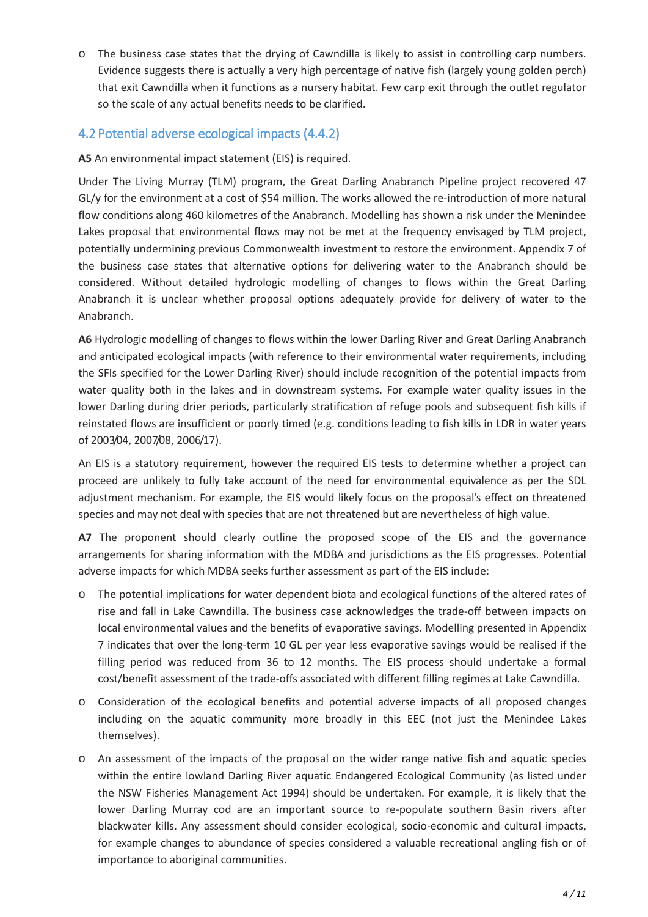- The business case states that the drying of Cawndilla is likely to assist in controlling carp numbers. Evidence suggests there is actually a very high percentage of native fish (largely young golden perch) that exit Cawndilla when it functions as a nursery habitat. Few carp exit through the outlet regulator so the scale of any actual benefits needs to be clarified.

## 4.2 Potential adverse ecological impacts (4.4.2)

**A5** An environmental impact statement (EIS) is required.

Under The Living Murray (TLM) program, the Great Darling Anabranch Pipeline project recovered 47 GL/y for the environment at a cost of $54 million. The works allowed the re-introduction of more natural flow conditions along 460 kilometres of the Anabranch. Modelling has shown a risk under the Menindee Lakes proposal that environmental flows may not be met at the frequency envisaged by TLM project, potentially undermining previous Commonwealth investment to restore the environment. Appendix 7 of the business case states that alternative options for delivering water to the Anabranch should be considered. Without detailed hydrologic modelling of changes to flows within the Great Darling Anabranch it is unclear whether proposal options adequately provide for delivery of water to the Anabranch.

**A6** Hydrologic modelling of changes to flows within the lower Darling River and Great Darling Anabranch and anticipated ecological impacts (with reference to their environmental water requirements, including the SFIs specified for the Lower Darling River) should include recognition of the potential impacts from water quality both in the lakes and in downstream systems. For example water quality issues in the lower Darling during drier periods, particularly stratification of refuge pools and subsequent fish kills if reinstated flows are insufficient or poorly timed (e.g. conditions leading to fish kills in LDR in water years of 2003/04, 2007/08, 2006/17).

An EIS is a statutory requirement, however the required EIS tests to determine whether a project can proceed are unlikely to fully take account of the need for environmental equivalence as per the SDL adjustment mechanism. For example, the EIS would likely focus on the proposal's effect on threatened species and may not deal with species that are not threatened but are nevertheless of high value.

**A7** The proponent should clearly outline the proposed scope of the EIS and the governance arrangements for sharing information with the MDBA and jurisdictions as the EIS progresses. Potential adverse impacts for which MDBA seeks further assessment as part of the EIS include:

- The potential implications for water dependent biota and ecological functions of the altered rates of rise and fall in Lake Cawndilla. The business case acknowledges the trade-off between impacts on local environmental values and the benefits of evaporative savings. Modelling presented in Appendix 7 indicates that over the long-term 10 GL per year less evaporative savings would be realised if the filling period was reduced from 36 to 12 months. The EIS process should undertake a formal cost/benefit assessment of the trade-offs associated with different filling regimes at Lake Cawndilla.
- Consideration of the ecological benefits and potential adverse impacts of all proposed changes including on the aquatic community more broadly in this EEC (not just the Menindee Lakes themselves).
- An assessment of the impacts of the proposal on the wider range native fish and aquatic species within the entire lowland Darling River aquatic Endangered Ecological Community (as listed under the NSW Fisheries Management Act 1994) should be undertaken. For example, it is likely that the lower Darling Murray cod are an important source to re-populate southern Basin rivers after blackwater kills. Any assessment should consider ecological, socio-economic and cultural impacts, for example changes to abundance of species considered a valuable recreational angling fish or of importance to aboriginal communities.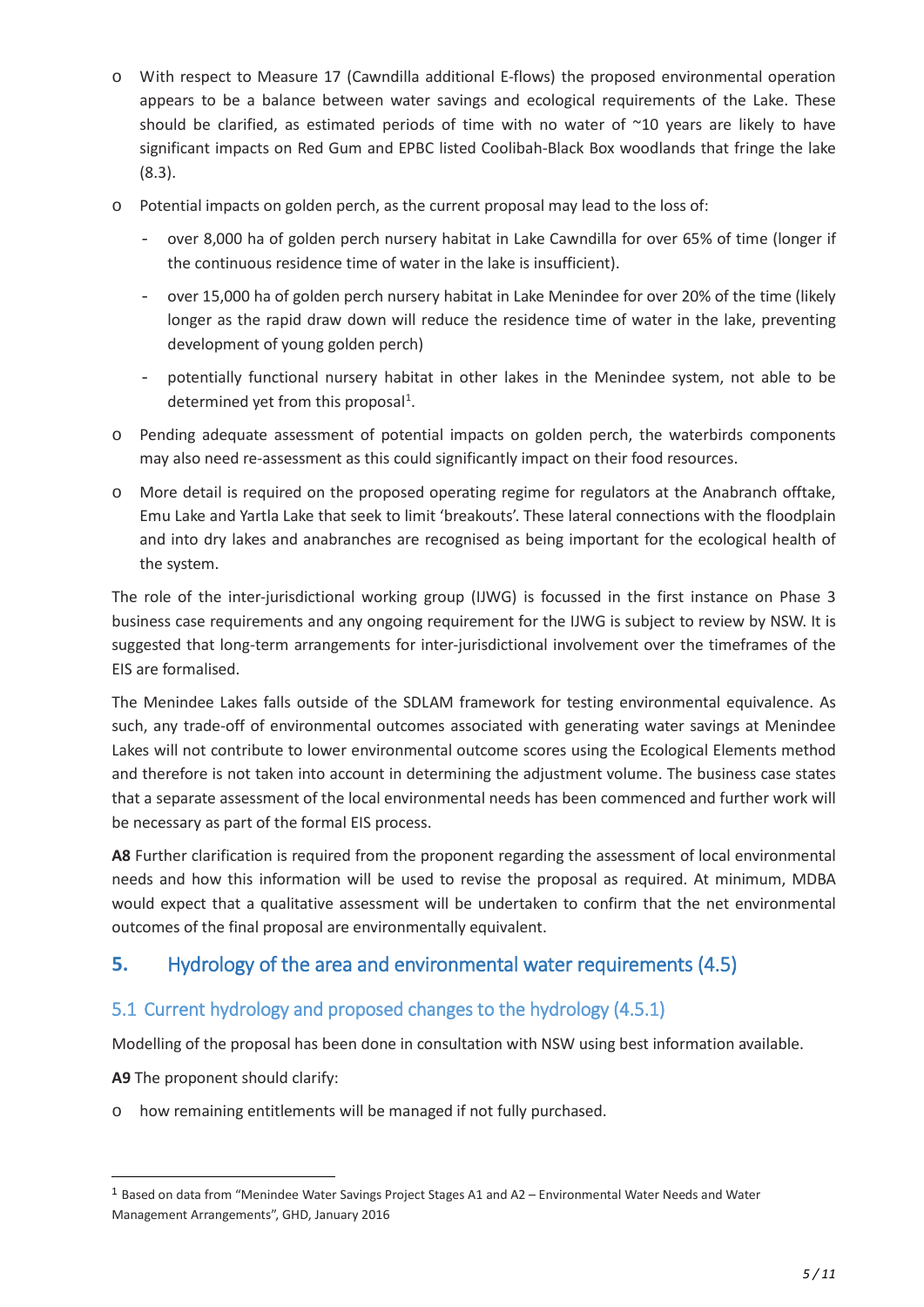- With respect to Measure 17 (Cawndilla additional E-flows) the proposed environmental operation appears to be a balance between water savings and ecological requirements of the Lake. These should be clarified, as estimated periods of time with no water of ~10 years are likely to have significant impacts on Red Gum and EPBC listed Coolibah-Black Box woodlands that fringe the lake (8.3).
- Potential impacts on golden perch, as the current proposal may lead to the loss of:
  - over 8,000 ha of golden perch nursery habitat in Lake Cawndilla for over 65% of time (longer if the continuous residence time of water in the lake is insufficient).
  - over 15,000 ha of golden perch nursery habitat in Lake Menindee for over 20% of the time (likely longer as the rapid draw down will reduce the residence time of water in the lake, preventing development of young golden perch)
  - potentially functional nursery habitat in other lakes in the Menindee system, not able to be determined yet from this proposal[1].
- Pending adequate assessment of potential impacts on golden perch, the waterbirds components may also need re-assessment as this could significantly impact on their food resources.
- More detail is required on the proposed operating regime for regulators at the Anabranch offtake, Emu Lake and Yartla Lake that seek to limit 'breakouts'. These lateral connections with the floodplain and into dry lakes and anabranches are recognised as being important for the ecological health of the system.

The role of the inter-jurisdictional working group (IJWG) is focussed in the first instance on Phase 3 business case requirements and any ongoing requirement for the IJWG is subject to review by NSW. It is suggested that long-term arrangements for inter-jurisdictional involvement over the timeframes of the EIS are formalised.

The Menindee Lakes falls outside of the SDLAM framework for testing environmental equivalence. As such, any trade-off of environmental outcomes associated with generating water savings at Menindee Lakes will not contribute to lower environmental outcome scores using the Ecological Elements method and therefore is not taken into account in determining the adjustment volume. The business case states that a separate assessment of the local environmental needs has been commenced and further work will be necessary as part of the formal EIS process.

**A8** Further clarification is required from the proponent regarding the assessment of local environmental needs and how this information will be used to revise the proposal as required. At minimum, MDBA would expect that a qualitative assessment will be undertaken to confirm that the net environmental outcomes of the final proposal are environmentally equivalent.

## 5. Hydrology of the area and environmental water requirements (4.5)

### 5.1 Current hydrology and proposed changes to the hydrology (4.5.1)

Modelling of the proposal has been done in consultation with NSW using best information available.

**A9** The proponent should clarify:

- how remaining entitlements will be managed if not fully purchased.

---

[1] Based on data from "Menindee Water Savings Project Stages A1 and A2 – Environmental Water Needs and Water Management Arrangements", GHD, January 2016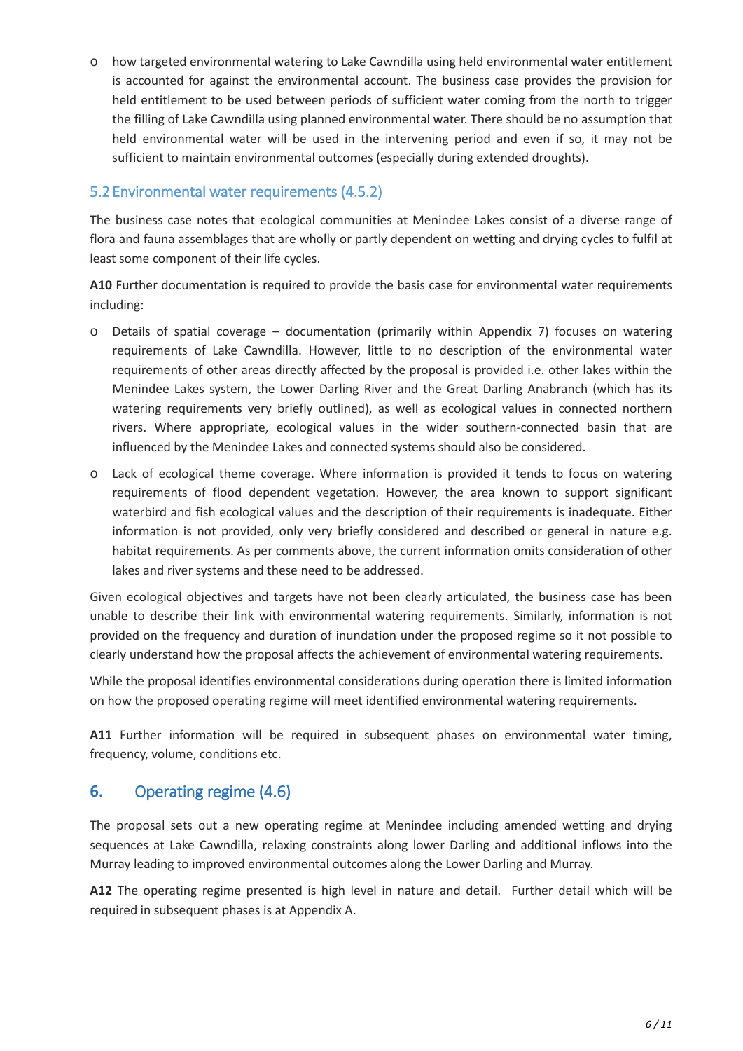- how targeted environmental watering to Lake Cawndilla using held environmental water entitlement is accounted for against the environmental account. The business case provides the provision for held entitlement to be used between periods of sufficient water coming from the north to trigger the filling of Lake Cawndilla using planned environmental water. There should be no assumption that held environmental water will be used in the intervening period and even if so, it may not be sufficient to maintain environmental outcomes (especially during extended droughts).

## 5.2 Environmental water requirements (4.5.2)

The business case notes that ecological communities at Menindee Lakes consist of a diverse range of flora and fauna assemblages that are wholly or partly dependent on wetting and drying cycles to fulfil at least some component of their life cycles.

**A10** Further documentation is required to provide the basis case for environmental water requirements including:

- Details of spatial coverage – documentation (primarily within Appendix 7) focuses on watering requirements of Lake Cawndilla. However, little to no description of the environmental water requirements of other areas directly affected by the proposal is provided i.e. other lakes within the Menindee Lakes system, the Lower Darling River and the Great Darling Anabranch (which has its watering requirements very briefly outlined), as well as ecological values in connected northern rivers. Where appropriate, ecological values in the wider southern-connected basin that are influenced by the Menindee Lakes and connected systems should also be considered.
- Lack of ecological theme coverage. Where information is provided it tends to focus on watering requirements of flood dependent vegetation. However, the area known to support significant waterbird and fish ecological values and the description of their requirements is inadequate. Either information is not provided, only very briefly considered and described or general in nature e.g. habitat requirements. As per comments above, the current information omits consideration of other lakes and river systems and these need to be addressed.

Given ecological objectives and targets have not been clearly articulated, the business case has been unable to describe their link with environmental watering requirements. Similarly, information is not provided on the frequency and duration of inundation under the proposed regime so it not possible to clearly understand how the proposal affects the achievement of environmental watering requirements.

While the proposal identifies environmental considerations during operation there is limited information on how the proposed operating regime will meet identified environmental watering requirements.

**A11** Further information will be required in subsequent phases on environmental water timing, frequency, volume, conditions etc.

# 6. Operating regime (4.6)

The proposal sets out a new operating regime at Menindee including amended wetting and drying sequences at Lake Cawndilla, relaxing constraints along lower Darling and additional inflows into the Murray leading to improved environmental outcomes along the Lower Darling and Murray.

**A12** The operating regime presented is high level in nature and detail. Further detail which will be required in subsequent phases is at Appendix A.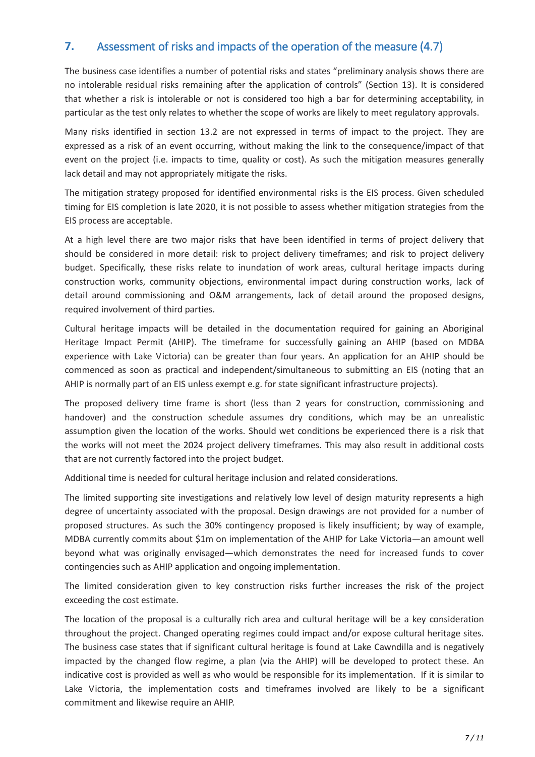## 7. Assessment of risks and impacts of the operation of the measure (4.7)

The business case identifies a number of potential risks and states "preliminary analysis shows there are no intolerable residual risks remaining after the application of controls" (Section 13). It is considered that whether a risk is intolerable or not is considered too high a bar for determining acceptability, in particular as the test only relates to whether the scope of works are likely to meet regulatory approvals.

Many risks identified in section 13.2 are not expressed in terms of impact to the project. They are expressed as a risk of an event occurring, without making the link to the consequence/impact of that event on the project (i.e. impacts to time, quality or cost). As such the mitigation measures generally lack detail and may not appropriately mitigate the risks.

The mitigation strategy proposed for identified environmental risks is the EIS process. Given scheduled timing for EIS completion is late 2020, it is not possible to assess whether mitigation strategies from the EIS process are acceptable.

At a high level there are two major risks that have been identified in terms of project delivery that should be considered in more detail: risk to project delivery timeframes; and risk to project delivery budget. Specifically, these risks relate to inundation of work areas, cultural heritage impacts during construction works, community objections, environmental impact during construction works, lack of detail around commissioning and O&M arrangements, lack of detail around the proposed designs, required involvement of third parties.

Cultural heritage impacts will be detailed in the documentation required for gaining an Aboriginal Heritage Impact Permit (AHIP). The timeframe for successfully gaining an AHIP (based on MDBA experience with Lake Victoria) can be greater than four years. An application for an AHIP should be commenced as soon as practical and independent/simultaneous to submitting an EIS (noting that an AHIP is normally part of an EIS unless exempt e.g. for state significant infrastructure projects).

The proposed delivery time frame is short (less than 2 years for construction, commissioning and handover) and the construction schedule assumes dry conditions, which may be an unrealistic assumption given the location of the works. Should wet conditions be experienced there is a risk that the works will not meet the 2024 project delivery timeframes. This may also result in additional costs that are not currently factored into the project budget.

Additional time is needed for cultural heritage inclusion and related considerations.

The limited supporting site investigations and relatively low level of design maturity represents a high degree of uncertainty associated with the proposal. Design drawings are not provided for a number of proposed structures. As such the 30% contingency proposed is likely insufficient; by way of example, MDBA currently commits about $1m on implementation of the AHIP for Lake Victoria—an amount well beyond what was originally envisaged—which demonstrates the need for increased funds to cover contingencies such as AHIP application and ongoing implementation.

The limited consideration given to key construction risks further increases the risk of the project exceeding the cost estimate.

The location of the proposal is a culturally rich area and cultural heritage will be a key consideration throughout the project. Changed operating regimes could impact and/or expose cultural heritage sites. The business case states that if significant cultural heritage is found at Lake Cawndilla and is negatively impacted by the changed flow regime, a plan (via the AHIP) will be developed to protect these. An indicative cost is provided as well as who would be responsible for its implementation. If it is similar to Lake Victoria, the implementation costs and timeframes involved are likely to be a significant commitment and likewise require an AHIP.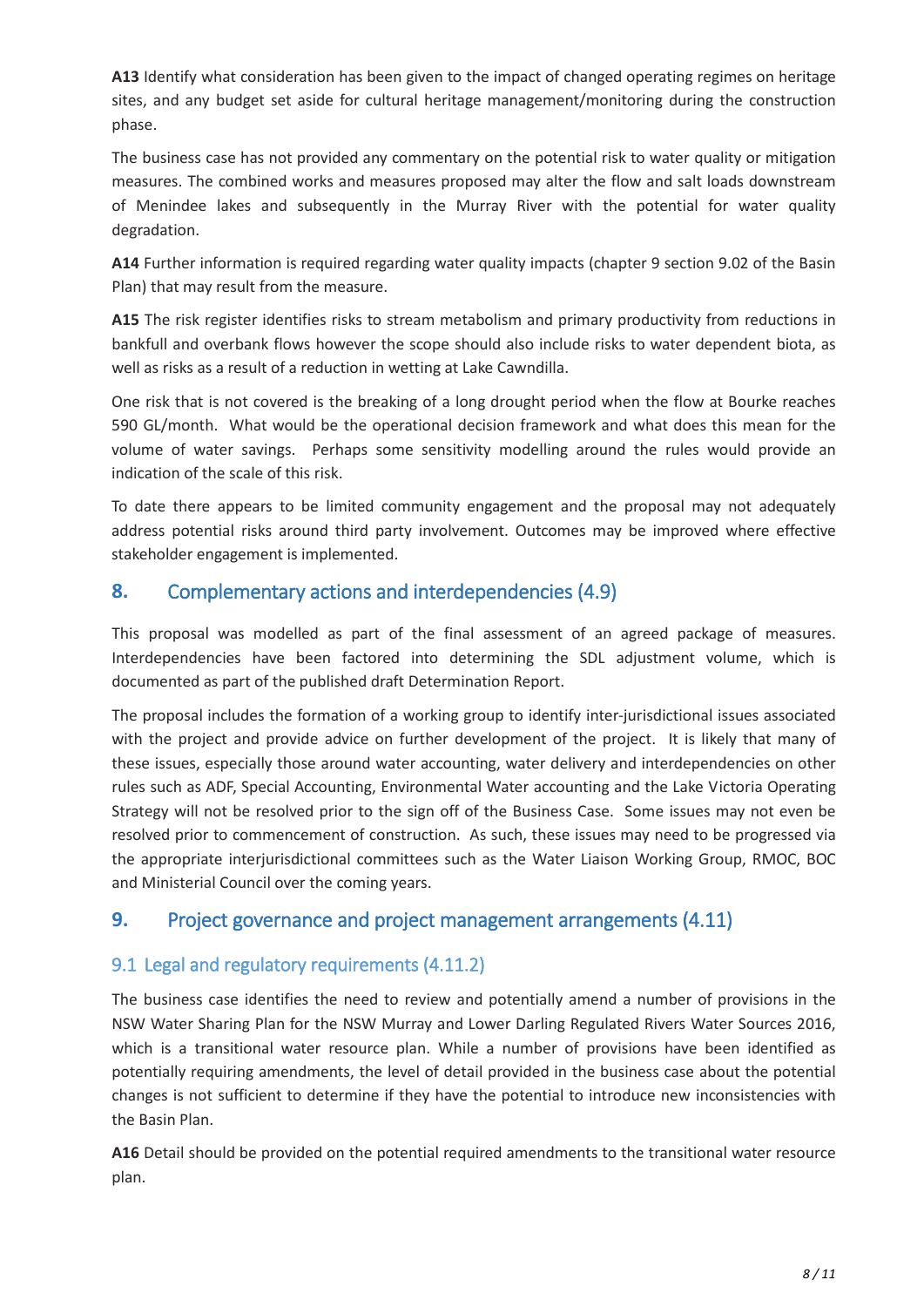**A13** Identify what consideration has been given to the impact of changed operating regimes on heritage sites, and any budget set aside for cultural heritage management/monitoring during the construction phase.

The business case has not provided any commentary on the potential risk to water quality or mitigation measures. The combined works and measures proposed may alter the flow and salt loads downstream of Menindee lakes and subsequently in the Murray River with the potential for water quality degradation.

**A14** Further information is required regarding water quality impacts (chapter 9 section 9.02 of the Basin Plan) that may result from the measure.

**A15** The risk register identifies risks to stream metabolism and primary productivity from reductions in bankfull and overbank flows however the scope should also include risks to water dependent biota, as well as risks as a result of a reduction in wetting at Lake Cawndilla.

One risk that is not covered is the breaking of a long drought period when the flow at Bourke reaches 590 GL/month. What would be the operational decision framework and what does this mean for the volume of water savings. Perhaps some sensitivity modelling around the rules would provide an indication of the scale of this risk.

To date there appears to be limited community engagement and the proposal may not adequately address potential risks around third party involvement. Outcomes may be improved where effective stakeholder engagement is implemented.

## 8. Complementary actions and interdependencies (4.9)

This proposal was modelled as part of the final assessment of an agreed package of measures. Interdependencies have been factored into determining the SDL adjustment volume, which is documented as part of the published draft Determination Report.

The proposal includes the formation of a working group to identify inter-jurisdictional issues associated with the project and provide advice on further development of the project. It is likely that many of these issues, especially those around water accounting, water delivery and interdependencies on other rules such as ADF, Special Accounting, Environmental Water accounting and the Lake Victoria Operating Strategy will not be resolved prior to the sign off of the Business Case. Some issues may not even be resolved prior to commencement of construction. As such, these issues may need to be progressed via the appropriate interjurisdictional committees such as the Water Liaison Working Group, RMOC, BOC and Ministerial Council over the coming years.

## 9. Project governance and project management arrangements (4.11)

### 9.1 Legal and regulatory requirements (4.11.2)

The business case identifies the need to review and potentially amend a number of provisions in the NSW Water Sharing Plan for the NSW Murray and Lower Darling Regulated Rivers Water Sources 2016, which is a transitional water resource plan. While a number of provisions have been identified as potentially requiring amendments, the level of detail provided in the business case about the potential changes is not sufficient to determine if they have the potential to introduce new inconsistencies with the Basin Plan.

**A16** Detail should be provided on the potential required amendments to the transitional water resource plan.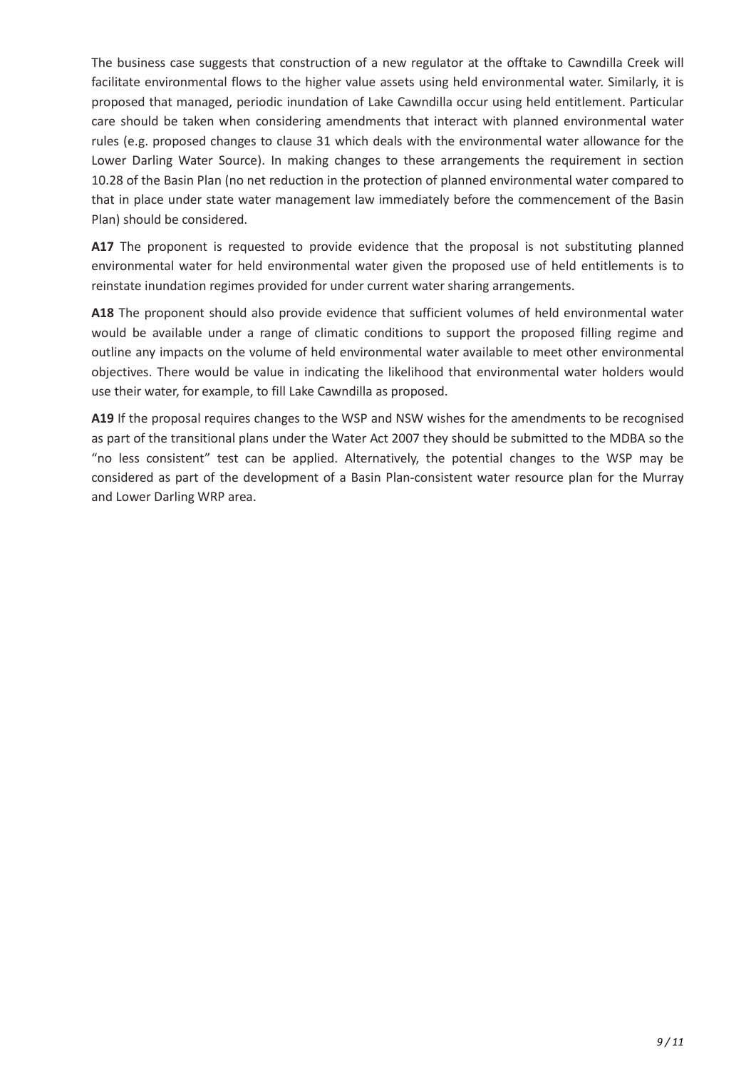The business case suggests that construction of a new regulator at the offtake to Cawndilla Creek will facilitate environmental flows to the higher value assets using held environmental water. Similarly, it is proposed that managed, periodic inundation of Lake Cawndilla occur using held entitlement. Particular care should be taken when considering amendments that interact with planned environmental water rules (e.g. proposed changes to clause 31 which deals with the environmental water allowance for the Lower Darling Water Source). In making changes to these arrangements the requirement in section 10.28 of the Basin Plan (no net reduction in the protection of planned environmental water compared to that in place under state water management law immediately before the commencement of the Basin Plan) should be considered.

**A17** The proponent is requested to provide evidence that the proposal is not substituting planned environmental water for held environmental water given the proposed use of held entitlements is to reinstate inundation regimes provided for under current water sharing arrangements.

**A18** The proponent should also provide evidence that sufficient volumes of held environmental water would be available under a range of climatic conditions to support the proposed filling regime and outline any impacts on the volume of held environmental water available to meet other environmental objectives. There would be value in indicating the likelihood that environmental water holders would use their water, for example, to fill Lake Cawndilla as proposed.

**A19** If the proposal requires changes to the WSP and NSW wishes for the amendments to be recognised as part of the transitional plans under the Water Act 2007 they should be submitted to the MDBA so the "no less consistent" test can be applied. Alternatively, the potential changes to the WSP may be considered as part of the development of a Basin Plan-consistent water resource plan for the Murray and Lower Darling WRP area.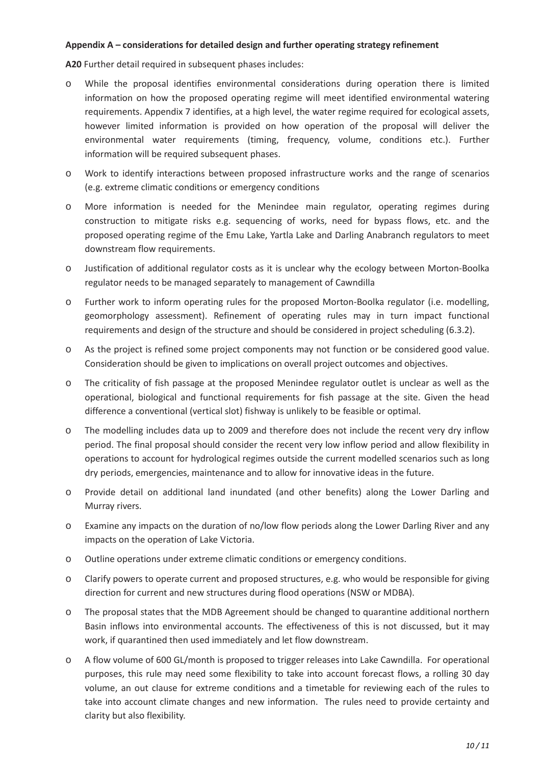**Appendix A – considerations for detailed design and further operating strategy refinement**

**A20** Further detail required in subsequent phases includes:

- While the proposal identifies environmental considerations during operation there is limited information on how the proposed operating regime will meet identified environmental watering requirements. Appendix 7 identifies, at a high level, the water regime required for ecological assets, however limited information is provided on how operation of the proposal will deliver the environmental water requirements (timing, frequency, volume, conditions etc.). Further information will be required subsequent phases.
- Work to identify interactions between proposed infrastructure works and the range of scenarios (e.g. extreme climatic conditions or emergency conditions
- More information is needed for the Menindee main regulator, operating regimes during construction to mitigate risks e.g. sequencing of works, need for bypass flows, etc. and the proposed operating regime of the Emu Lake, Yartla Lake and Darling Anabranch regulators to meet downstream flow requirements.
- Justification of additional regulator costs as it is unclear why the ecology between Morton-Boolka regulator needs to be managed separately to management of Cawndilla
- Further work to inform operating rules for the proposed Morton-Boolka regulator (i.e. modelling, geomorphology assessment). Refinement of operating rules may in turn impact functional requirements and design of the structure and should be considered in project scheduling (6.3.2).
- As the project is refined some project components may not function or be considered good value. Consideration should be given to implications on overall project outcomes and objectives.
- The criticality of fish passage at the proposed Menindee regulator outlet is unclear as well as the operational, biological and functional requirements for fish passage at the site. Given the head difference a conventional (vertical slot) fishway is unlikely to be feasible or optimal.
- The modelling includes data up to 2009 and therefore does not include the recent very dry inflow period. The final proposal should consider the recent very low inflow period and allow flexibility in operations to account for hydrological regimes outside the current modelled scenarios such as long dry periods, emergencies, maintenance and to allow for innovative ideas in the future.
- Provide detail on additional land inundated (and other benefits) along the Lower Darling and Murray rivers.
- Examine any impacts on the duration of no/low flow periods along the Lower Darling River and any impacts on the operation of Lake Victoria.
- Outline operations under extreme climatic conditions or emergency conditions.
- Clarify powers to operate current and proposed structures, e.g. who would be responsible for giving direction for current and new structures during flood operations (NSW or MDBA).
- The proposal states that the MDB Agreement should be changed to quarantine additional northern Basin inflows into environmental accounts. The effectiveness of this is not discussed, but it may work, if quarantined then used immediately and let flow downstream.
- A flow volume of 600 GL/month is proposed to trigger releases into Lake Cawndilla. For operational purposes, this rule may need some flexibility to take into account forecast flows, a rolling 30 day volume, an out clause for extreme conditions and a timetable for reviewing each of the rules to take into account climate changes and new information. The rules need to provide certainty and clarity but also flexibility.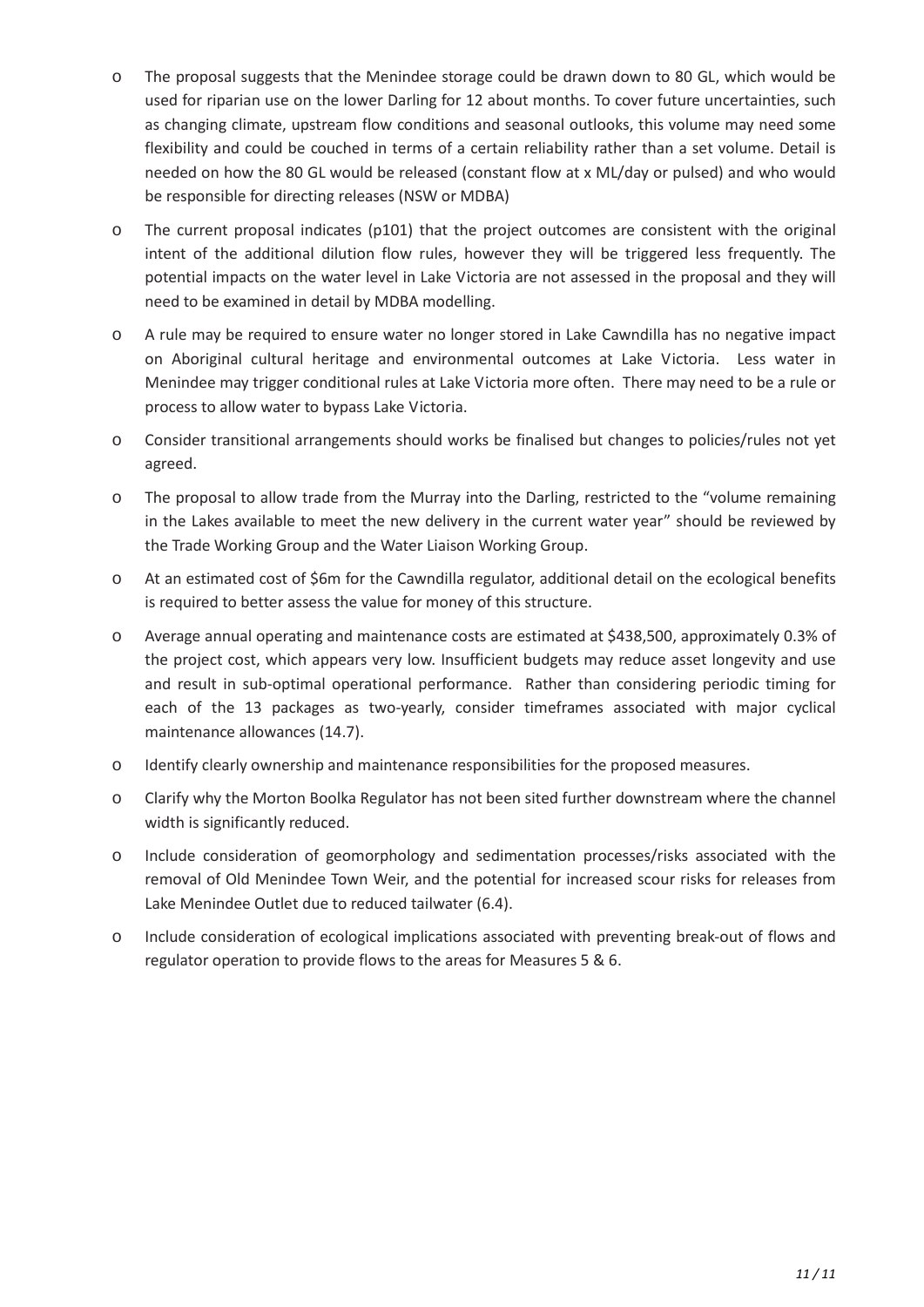- The proposal suggests that the Menindee storage could be drawn down to 80 GL, which would be used for riparian use on the lower Darling for 12 about months. To cover future uncertainties, such as changing climate, upstream flow conditions and seasonal outlooks, this volume may need some flexibility and could be couched in terms of a certain reliability rather than a set volume. Detail is needed on how the 80 GL would be released (constant flow at x ML/day or pulsed) and who would be responsible for directing releases (NSW or MDBA)
- The current proposal indicates (p101) that the project outcomes are consistent with the original intent of the additional dilution flow rules, however they will be triggered less frequently. The potential impacts on the water level in Lake Victoria are not assessed in the proposal and they will need to be examined in detail by MDBA modelling.
- A rule may be required to ensure water no longer stored in Lake Cawndilla has no negative impact on Aboriginal cultural heritage and environmental outcomes at Lake Victoria. Less water in Menindee may trigger conditional rules at Lake Victoria more often. There may need to be a rule or process to allow water to bypass Lake Victoria.
- Consider transitional arrangements should works be finalised but changes to policies/rules not yet agreed.
- The proposal to allow trade from the Murray into the Darling, restricted to the "volume remaining in the Lakes available to meet the new delivery in the current water year" should be reviewed by the Trade Working Group and the Water Liaison Working Group.
- At an estimated cost of $6m for the Cawndilla regulator, additional detail on the ecological benefits is required to better assess the value for money of this structure.
- Average annual operating and maintenance costs are estimated at $438,500, approximately 0.3% of the project cost, which appears very low. Insufficient budgets may reduce asset longevity and use and result in sub-optimal operational performance. Rather than considering periodic timing for each of the 13 packages as two-yearly, consider timeframes associated with major cyclical maintenance allowances (14.7).
- Identify clearly ownership and maintenance responsibilities for the proposed measures.
- Clarify why the Morton Boolka Regulator has not been sited further downstream where the channel width is significantly reduced.
- Include consideration of geomorphology and sedimentation processes/risks associated with the removal of Old Menindee Town Weir, and the potential for increased scour risks for releases from Lake Menindee Outlet due to reduced tailwater (6.4).
- Include consideration of ecological implications associated with preventing break-out of flows and regulator operation to provide flows to the areas for Measures 5 & 6.